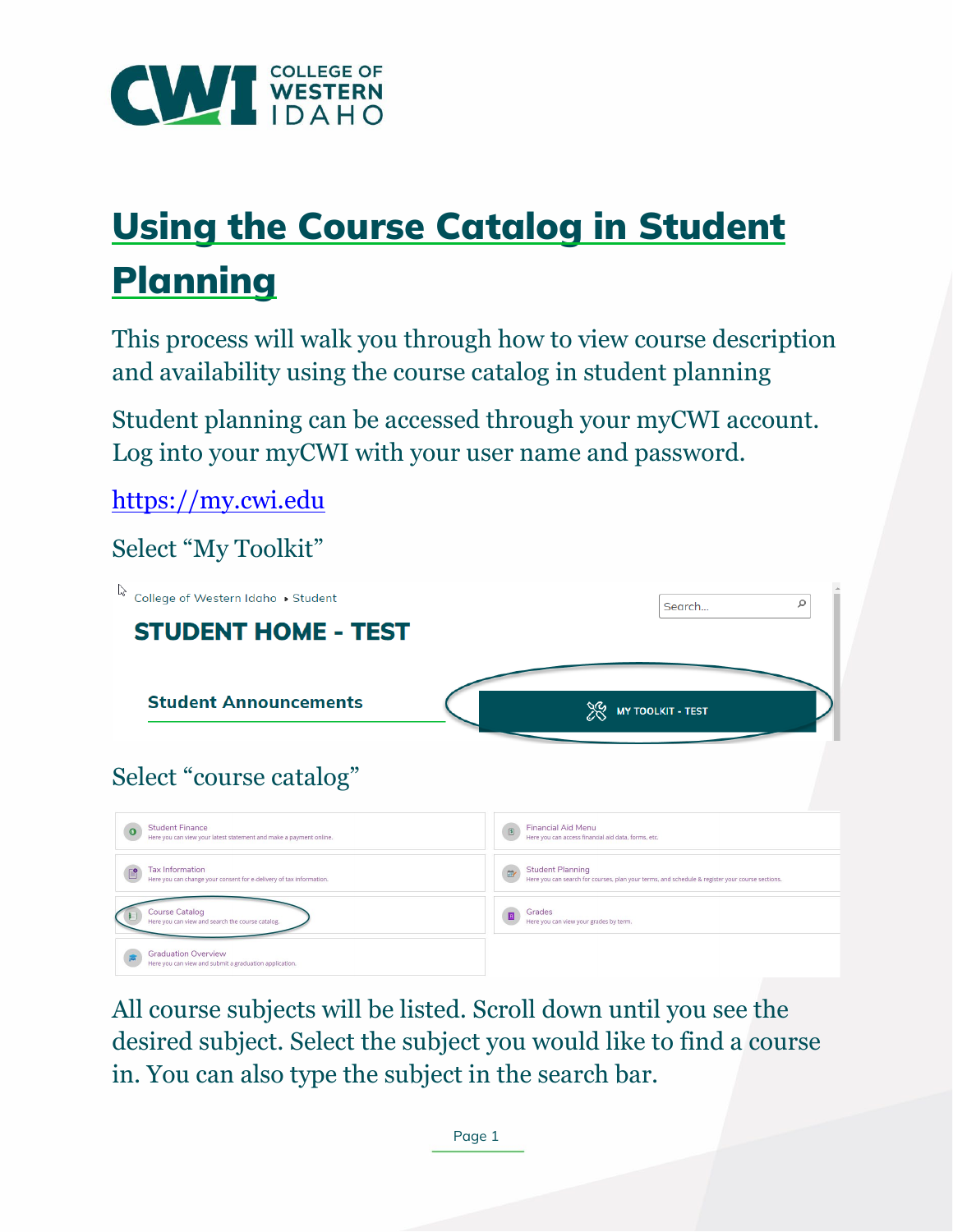# Using the Course Catalog in Student Planning

This process will walk you through how to view course description and availability using the course catalog in student planning

Student planning can be accessed through your myCWI account. Log into your myCWI with your user name and password.

https://my.cwi.edu

Select "My Toolkit"

Select "course catalog"

All course subjects will be listed. Scroll down until you see the desired subject. Select the subject you would like to find a course in. You can also type the subject in the search bar.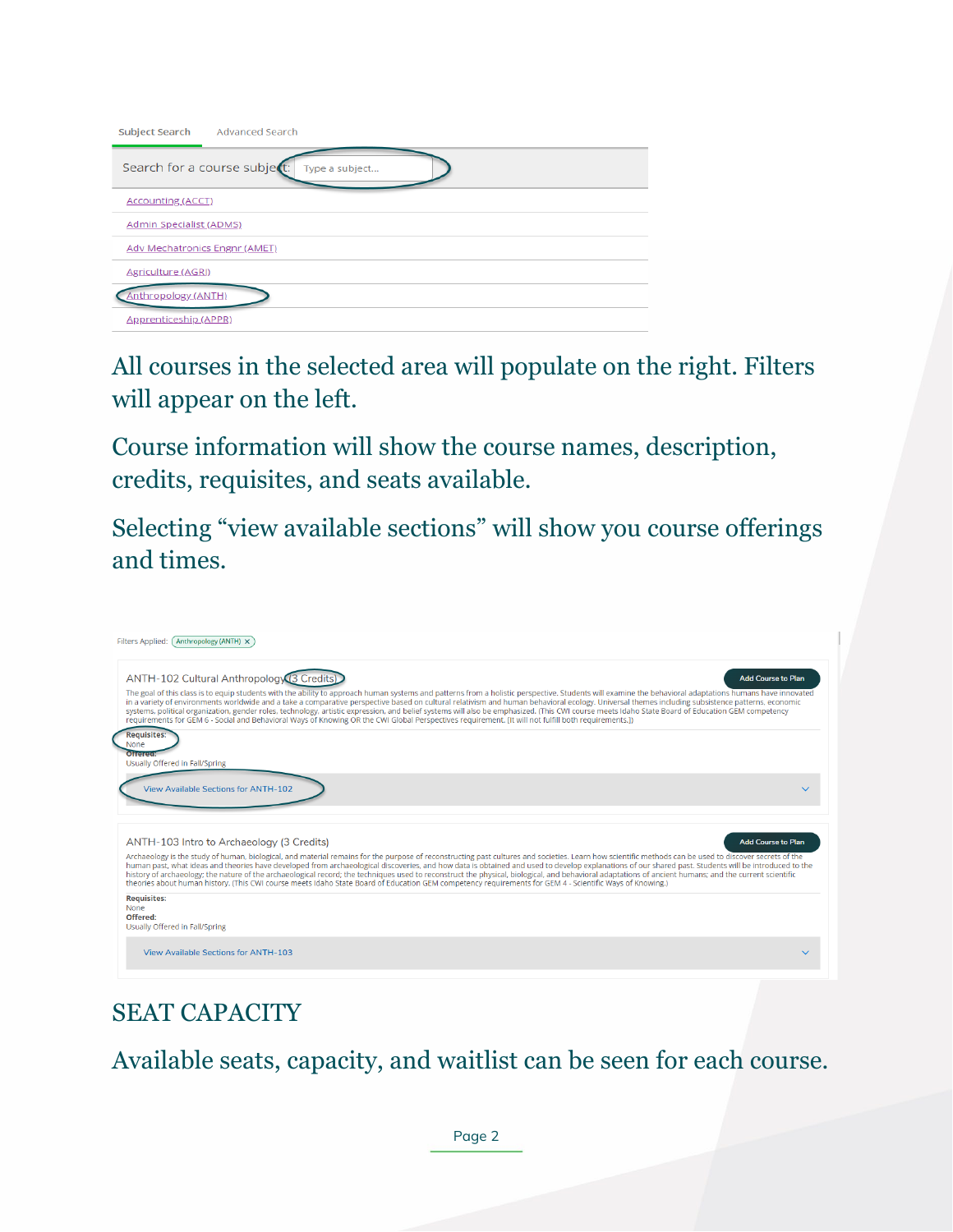Subject Search    Advanced Search

Search for a course subject: Type a subject...

- Accounting (ACCT)
- Admin Specialist (ADMS)
- Adv Mechatronics Engnr (AMET)
- Agriculture (AGRI)
- Anthropology (ANTH)
- Apprenticeship (APPR)

All courses in the selected area will populate on the right. Filters will appear on the left.

Course information will show the course names, description, credits, requisites, and seats available.

Selecting "view available sections" will show you course offerings and times.

Filters Applied: Anthropology (ANTH) ×

**ANTH-102 Cultural Anthropology (3 Credits)** — Add Course to Plan

The goal of this class is to equip students with the ability to approach human systems and patterns from a holistic perspective. Students will examine the behavioral adaptations humans have innovated in a variety of environments worldwide and a take a comparative perspective based on cultural relativism and human behavioral ecology. Universal themes including subsistence patterns, economic systems, political organization, gender roles, technology, artistic expression, and belief systems will also be emphasized. (This CWI course meets Idaho State Board of Education GEM competency requirements for GEM 6 - Social and Behavioral Ways of Knowing OR the CWI Global Perspectives requirement. [It will not fulfill both requirements.])

**Requisites:**
None
**Offered:**
Usually Offered in Fall/Spring

View Available Sections for ANTH-102

**ANTH-103 Intro to Archaeology (3 Credits)** — Add Course to Plan

Archaeology is the study of human, biological, and material remains for the purpose of reconstructing past cultures and societies. Learn how scientific methods can be used to discover secrets of the human past, what ideas and theories have developed from archaeological discoveries, and how data is obtained and used to develop explanations of our shared past. Students will be introduced to the history of archaeology; the nature of the archaeological record; the techniques used to reconstruct the physical, biological, and behavioral adaptations of ancient humans; and the current scientific theories about human history. (This CWI course meets Idaho State Board of Education GEM competency requirements for GEM 4 - Scientific Ways of Knowing.)

**Requisites:**
None
**Offered:**
Usually Offered in Fall/Spring

View Available Sections for ANTH-103

## SEAT CAPACITY

Available seats, capacity, and waitlist can be seen for each course.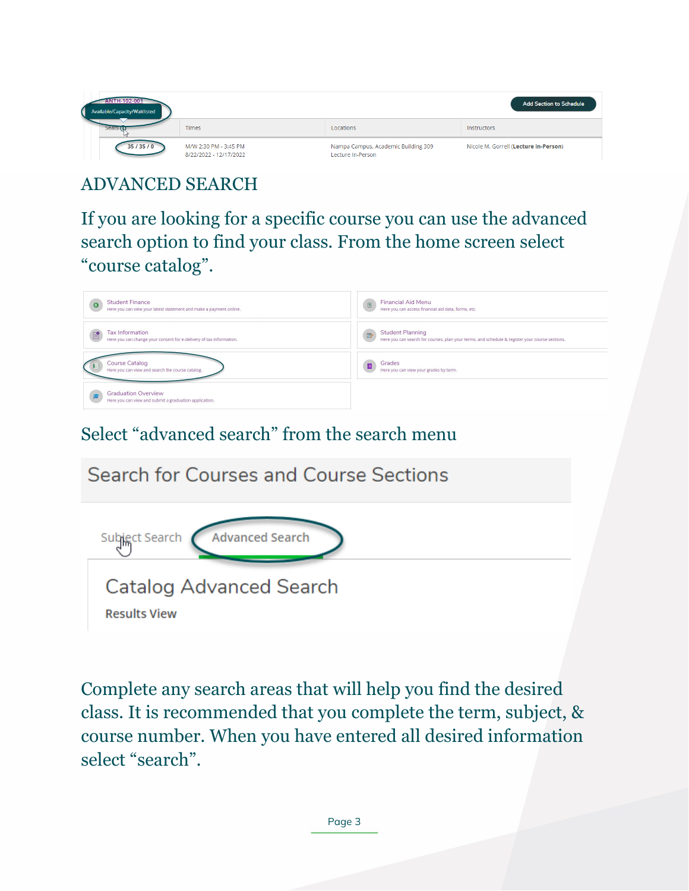## ADVANCED SEARCH

If you are looking for a specific course you can use the advanced search option to find your class. From the home screen select "course catalog".

Select "advanced search" from the search menu

Complete any search areas that will help you find the desired class. It is recommended that you complete the term, subject, & course number. When you have entered all desired information select "search".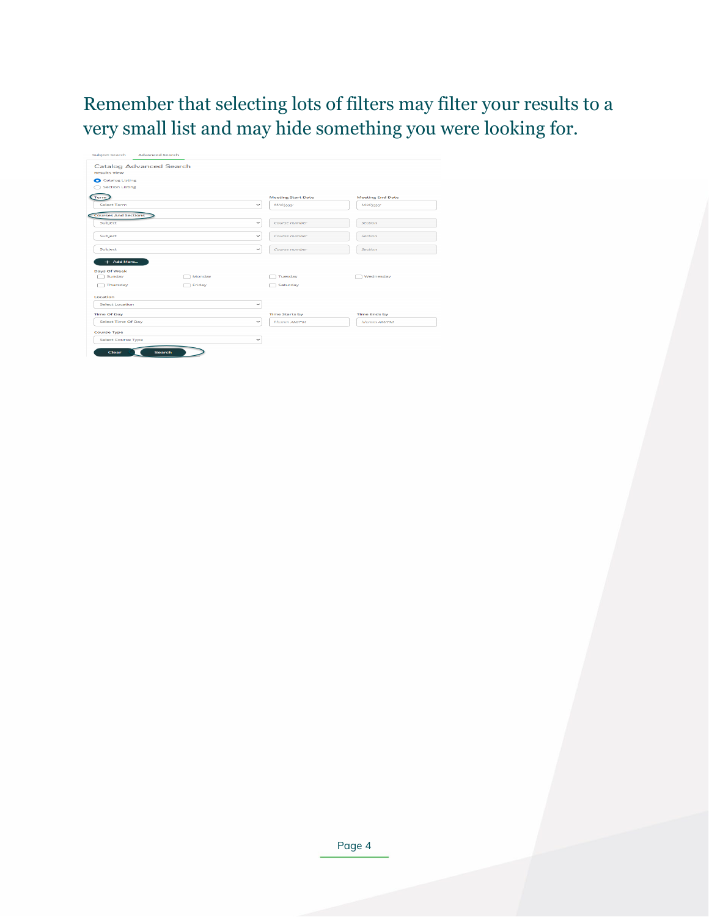Remember that selecting lots of filters may filter your results to a very small list and may hide something you were looking for.